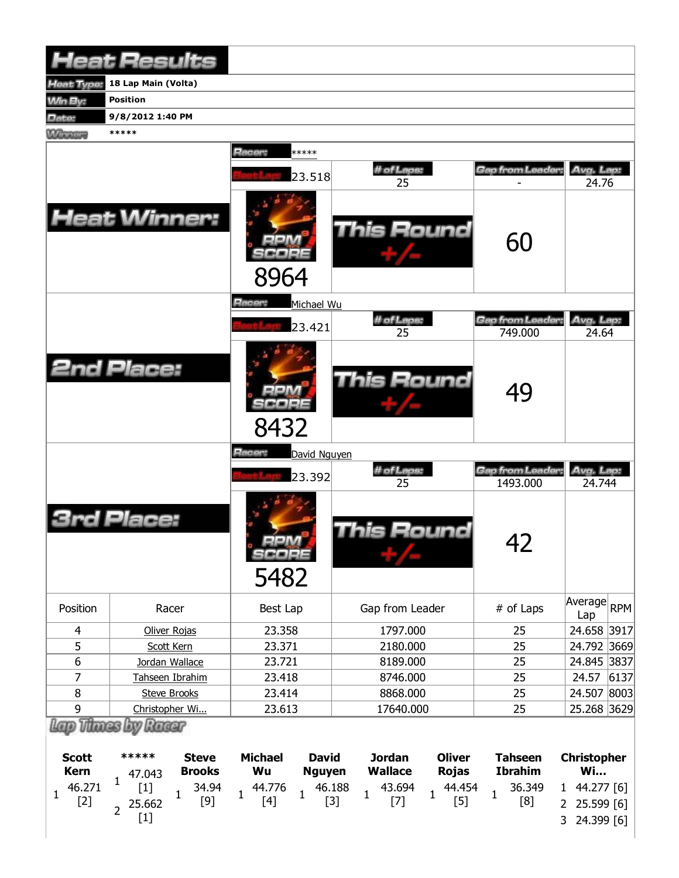# Heat Results

| | |
|---|---|
| **Heat Type:** | 18 Lap Main (Volta) |
| **Win By:** | Position |
| **Date:** | 9/8/2012 1:40 PM |
| **Winner:** | ***** |

## Heat Winner:

**Racer:** *****

| Best Lap | # of Laps | Gap from Leader | Avg. Lap |
|---|---|---|---|
| 23.518 | 25 | - | 24.76 |

RPM SCORE: 8964

This Round +/-: 60

## 2nd Place:

**Racer:** Michael Wu

| Best Lap | # of Laps | Gap from Leader | Avg. Lap |
|---|---|---|---|
| 23.421 | 25 | 749.000 | 24.64 |

RPM SCORE: 8432

This Round +/-: 49

## 3rd Place:

**Racer:** David Nguyen

| Best Lap | # of Laps | Gap from Leader | Avg. Lap |
|---|---|---|---|
| 23.392 | 25 | 1493.000 | 24.744 |

RPM SCORE: 5482

This Round +/-: 42

| Position | Racer | Best Lap | Gap from Leader | # of Laps | Average Lap | RPM |
|---|---|---|---|---|---|---|
| 4 | Oliver Rojas | 23.358 | 1797.000 | 25 | 24.658 | 3917 |
| 5 | Scott Kern | 23.371 | 2180.000 | 25 | 24.792 | 3669 |
| 6 | Jordan Wallace | 23.721 | 8189.000 | 25 | 24.845 | 3837 |
| 7 | Tahseen Ibrahim | 23.418 | 8746.000 | 25 | 24.57 | 6137 |
| 8 | Steve Brooks | 23.414 | 8868.000 | 25 | 24.507 | 8003 |
| 9 | Christopher Wi... | 23.613 | 17640.000 | 25 | 25.268 | 3629 |

## Lap Times by Racer

| Scott Kern | ***** | Steve Brooks | Michael Wu | David Nguyen | Jordan Wallace | Oliver Rojas | Tahseen Ibrahim | Christopher Wi... |
|---|---|---|---|---|---|---|---|---|
| 1 46.271 [2] | 1 47.043 [1] | 1 34.94 [9] | 1 44.776 [4] | 1 46.188 [3] | 1 43.694 [7] | 1 44.454 [5] | 1 36.349 [8] | 1 44.277 [6] |
| | 2 25.662 [1] | | | | | | | 2 25.599 [6] |
| | | | | | | | | 3 24.399 [6] |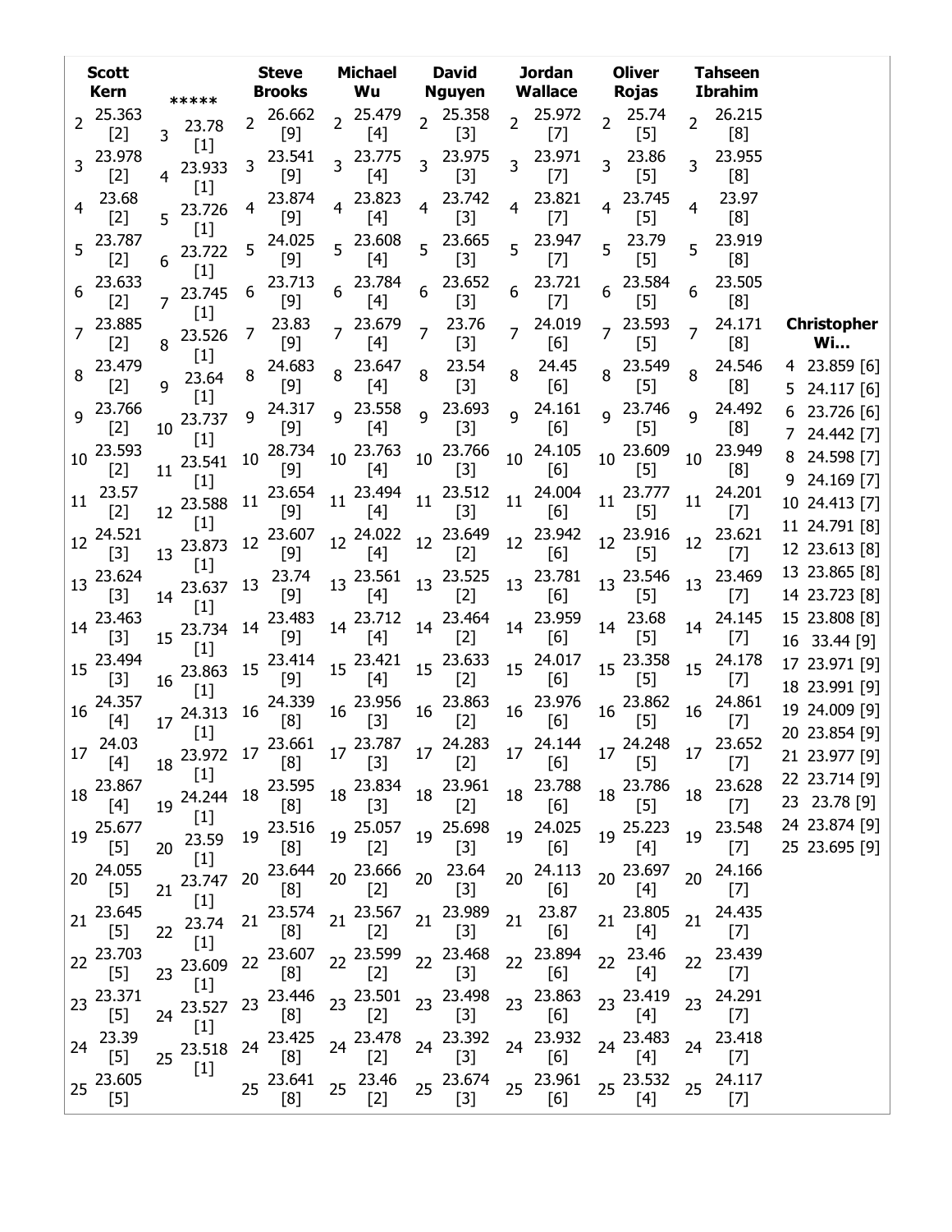| Lap | Scott Kern | ***** | Steve Brooks | Michael Wu | David Nguyen | Jordan Wallace | Oliver Rojas | Tahseen Ibrahim | Christopher Wi... |
|---|---|---|---|---|---|---|---|---|---|
| 2 | 25.363 [2] | | 26.662 [9] | 25.479 [4] | 25.358 [3] | 25.972 [7] | 25.74 [5] | 26.215 [8] | |
| 3 | 23.978 [2] | 23.78 [1] | 23.541 [9] | 23.775 [4] | 23.975 [3] | 23.971 [7] | 23.86 [5] | 23.955 [8] | |
| 4 | 23.68 [2] | 23.933 [1] | 23.874 [9] | 23.823 [4] | 23.742 [3] | 23.821 [7] | 23.745 [5] | 23.97 [8] | 23.859 [6] |
| 5 | 23.787 [2] | 23.726 [1] | 24.025 [9] | 23.608 [4] | 23.665 [3] | 23.947 [7] | 23.79 [5] | 23.919 [8] | 24.117 [6] |
| 6 | 23.633 [2] | 23.722 [1] | 23.713 [9] | 23.784 [4] | 23.652 [3] | 23.721 [7] | 23.584 [5] | 23.505 [8] | 23.726 [6] |
| 7 | 23.885 [2] | 23.745 [1] | 23.83 [9] | 23.679 [4] | 23.76 [3] | 24.019 [6] | 23.593 [5] | 24.171 [8] | 24.442 [7] |
| 8 | 23.479 [2] | 23.526 [1] | 24.683 [9] | 23.647 [4] | 23.54 [3] | 24.45 [6] | 23.549 [5] | 24.546 [8] | 24.598 [7] |
| 9 | 23.766 [2] | 23.64 [1] | 24.317 [9] | 23.558 [4] | 23.693 [3] | 24.161 [6] | 23.746 [5] | 24.492 [8] | 24.169 [7] |
| 10 | 23.593 [2] | 23.737 [1] | 28.734 [9] | 23.763 [4] | 23.766 [3] | 24.105 [6] | 23.609 [5] | 23.949 [8] | 24.413 [7] |
| 11 | 23.57 [2] | 23.541 [1] | 23.654 [9] | 23.494 [4] | 23.512 [3] | 24.004 [6] | 23.777 [5] | 24.201 [7] | 24.791 [8] |
| 12 | 24.521 [3] | 23.588 [1] | 23.607 [9] | 24.022 [4] | 23.649 [2] | 23.942 [6] | 23.916 [5] | 23.621 [7] | 23.613 [8] |
| 13 | 23.624 [3] | 23.873 [1] | 23.74 [9] | 23.561 [4] | 23.525 [2] | 23.781 [6] | 23.546 [5] | 23.469 [7] | 23.865 [8] |
| 14 | 23.463 [3] | 23.637 [1] | 23.483 [9] | 23.712 [4] | 23.464 [2] | 23.959 [6] | 23.68 [5] | 24.145 [7] | 23.723 [8] |
| 15 | 23.494 [3] | 23.734 [1] | 23.414 [9] | 23.421 [4] | 23.633 [2] | 24.017 [6] | 23.358 [5] | 24.178 [7] | 23.808 [8] |
| 16 | 24.357 [4] | 23.863 [1] | 24.339 [8] | 23.956 [3] | 23.863 [2] | 23.976 [6] | 23.862 [5] | 24.861 [7] | 33.44 [9] |
| 17 | 24.03 [4] | 24.313 [1] | 23.661 [8] | 23.787 [3] | 24.283 [2] | 24.144 [6] | 24.248 [5] | 23.652 [7] | 23.971 [9] |
| 18 | 23.867 [4] | 23.972 [1] | 23.595 [8] | 23.834 [3] | 23.961 [2] | 23.788 [6] | 23.786 [5] | 23.628 [7] | 23.991 [9] |
| 19 | 25.677 [5] | 24.244 [1] | 23.516 [8] | 25.057 [2] | 25.698 [3] | 24.025 [6] | 25.223 [4] | 23.548 [7] | 24.009 [9] |
| 20 | 24.055 [5] | 23.59 [1] | 23.644 [8] | 23.666 [2] | 23.64 [3] | 24.113 [6] | 23.697 [4] | 24.166 [7] | 23.854 [9] |
| 21 | 23.645 [5] | 23.747 [1] | 23.574 [8] | 23.567 [2] | 23.989 [3] | 23.87 [6] | 23.805 [4] | 24.435 [7] | 23.977 [9] |
| 22 | 23.703 [5] | 23.74 [1] | 23.607 [8] | 23.599 [2] | 23.468 [3] | 23.894 [6] | 23.46 [4] | 23.439 [7] | 23.714 [9] |
| 23 | 23.371 [5] | 23.609 [1] | 23.446 [8] | 23.501 [2] | 23.498 [3] | 23.863 [6] | 23.419 [4] | 24.291 [7] | 23.78 [9] |
| 24 | 23.39 [5] | 23.527 [1] | 23.425 [8] | 23.478 [2] | 23.392 [3] | 23.932 [6] | 23.483 [4] | 23.418 [7] | 23.874 [9] |
| 25 | 23.605 [5] | 23.518 [1] | 23.641 [8] | 23.46 [2] | 23.674 [3] | 23.961 [6] | 23.532 [4] | 24.117 [7] | 23.695 [9] |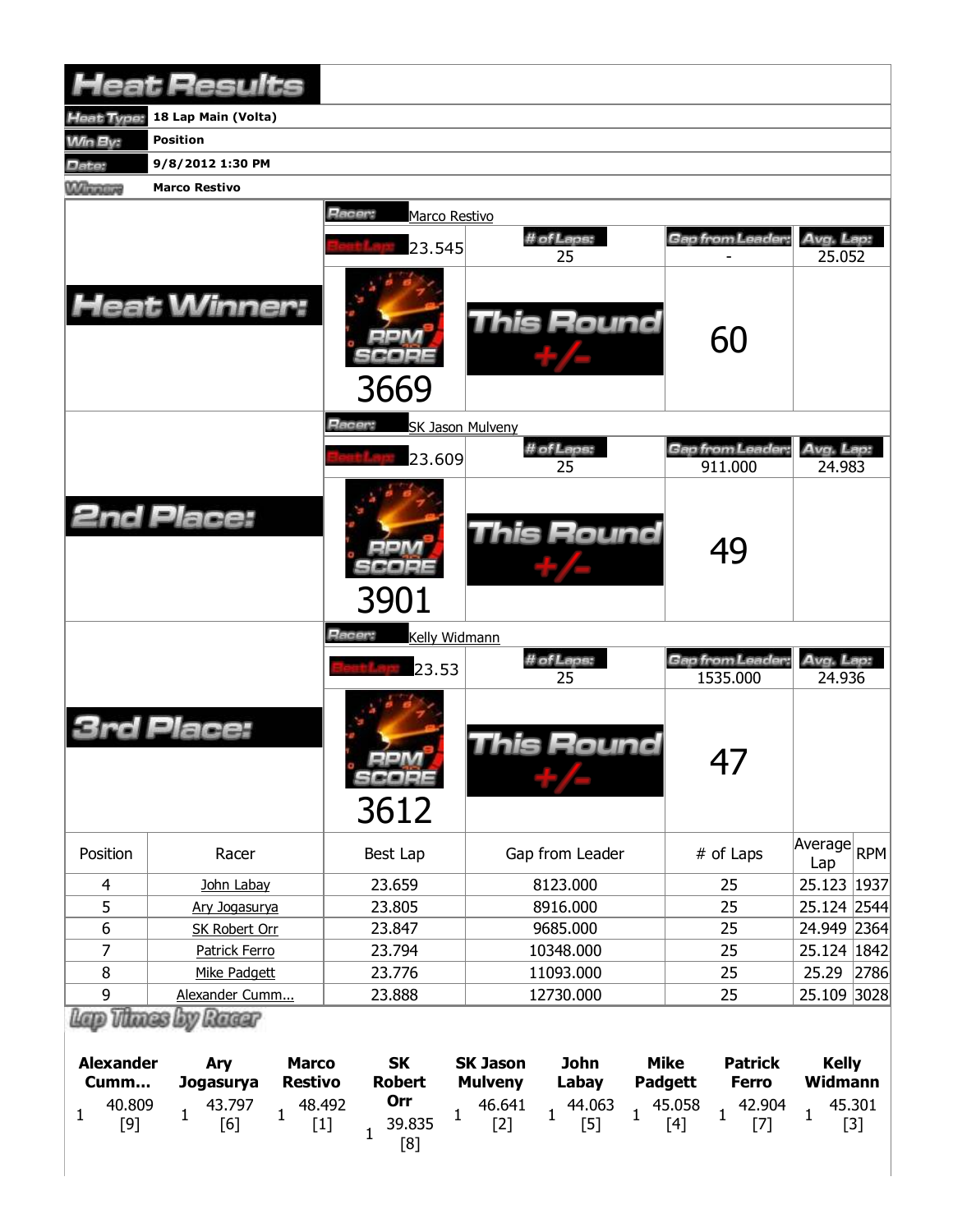# Heat Results

| | |
|---|---|
| Heat Type: | 18 Lap Main (Volta) |
| Win By: | Position |
| Date: | 9/8/2012 1:30 PM |
| Winner: | Marco Restivo |

## Heat Winner:

**Racer:** Marco Restivo

| Best Lap | # of Laps | Gap from Leader | Avg. Lap |
|---|---|---|---|
| 23.545 | 25 | - | 25.052 |

RPM SCORE: 3669

This Round +/-: 60

## 2nd Place:

**Racer:** SK Jason Mulveny

| Best Lap | # of Laps | Gap from Leader | Avg. Lap |
|---|---|---|---|
| 23.609 | 25 | 911.000 | 24.983 |

RPM SCORE: 3901

This Round +/-: 49

## 3rd Place:

**Racer:** Kelly Widmann

| Best Lap | # of Laps | Gap from Leader | Avg. Lap |
|---|---|---|---|
| 23.53 | 25 | 1535.000 | 24.936 |

RPM SCORE: 3612

This Round +/-: 47

| Position | Racer | Best Lap | Gap from Leader | # of Laps | Average Lap | RPM |
|---|---|---|---|---|---|---|
| 4 | John Labay | 23.659 | 8123.000 | 25 | 25.123 | 1937 |
| 5 | Ary Jogasurya | 23.805 | 8916.000 | 25 | 25.124 | 2544 |
| 6 | SK Robert Orr | 23.847 | 9685.000 | 25 | 24.949 | 2364 |
| 7 | Patrick Ferro | 23.794 | 10348.000 | 25 | 25.124 | 1842 |
| 8 | Mike Padgett | 23.776 | 11093.000 | 25 | 25.29 | 2786 |
| 9 | Alexander Cumm... | 23.888 | 12730.000 | 25 | 25.109 | 3028 |

## Lap Times by Racer

| Alexander Cumm... | Ary Jogasurya | Marco Restivo | SK Robert Orr | SK Jason Mulveny | John Labay | Mike Padgett | Patrick Ferro | Kelly Widmann |
|---|---|---|---|---|---|---|---|---|
| 1 40.809 [9] | 1 43.797 [6] | 1 48.492 [1] | 1 39.835 [8] | 1 46.641 [2] | 1 44.063 [5] | 1 45.058 [4] | 1 42.904 [7] | 1 45.301 [3] |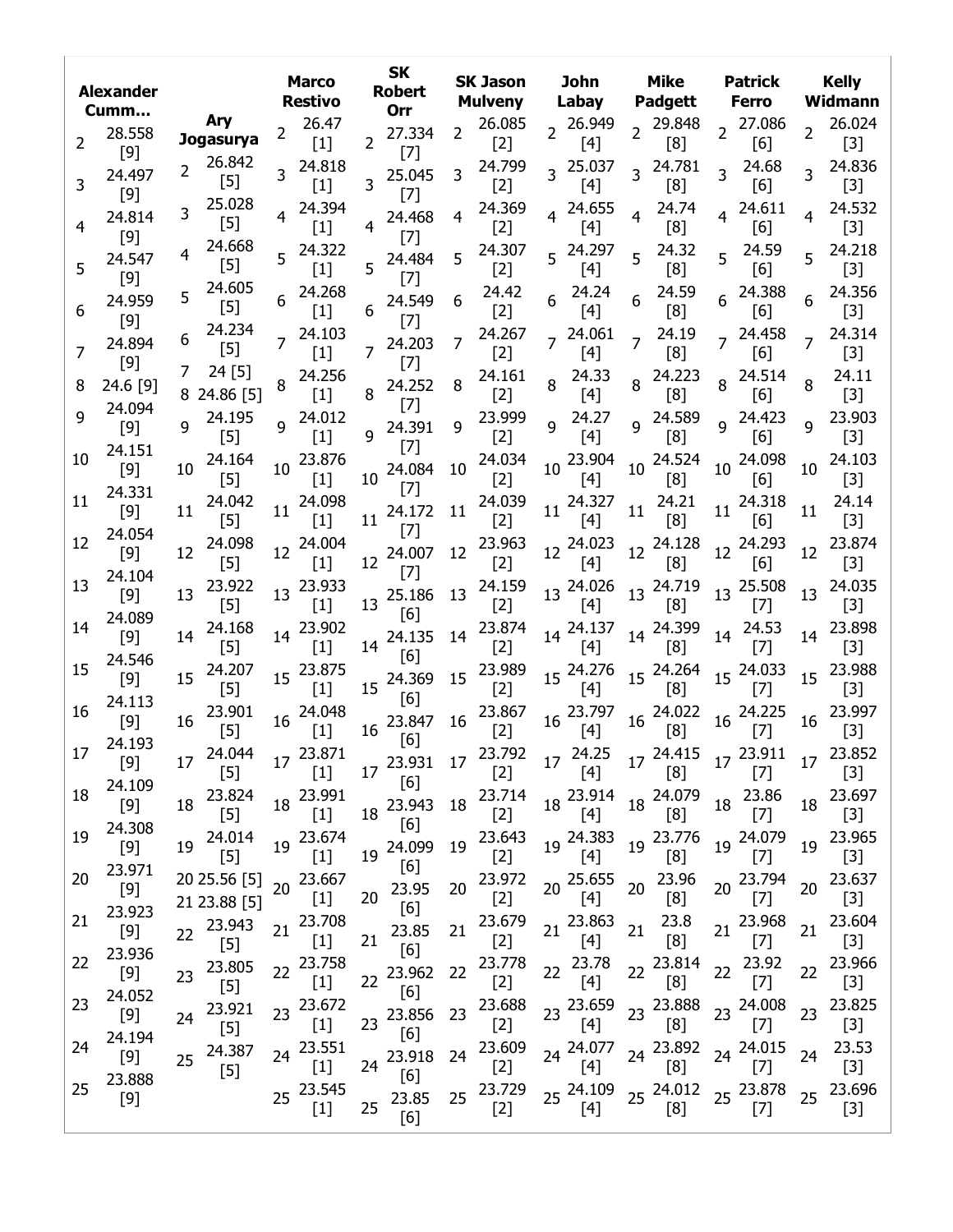| Lap | Alexander Cumm... | Ary Jogasurya | Marco Restivo | SK Robert Orr | SK Jason Mulveny | John Labay | Mike Padgett | Patrick Ferro | Kelly Widmann |
|---|---|---|---|---|---|---|---|---|---|
| 2 | 28.558 [9] | 26.842 [5] | 26.47 [1] | 27.334 [7] | 26.085 [2] | 26.949 [4] | 29.848 [8] | 27.086 [6] | 26.024 [3] |
| 3 | 24.497 [9] | 25.028 [5] | 24.818 [1] | 25.045 [7] | 24.799 [2] | 25.037 [4] | 24.781 [8] | 24.68 [6] | 24.836 [3] |
| 4 | 24.814 [9] | 24.668 [5] | 24.394 [1] | 24.468 [7] | 24.369 [2] | 24.655 [4] | 24.74 [8] | 24.611 [6] | 24.532 [3] |
| 5 | 24.547 [9] | 24.605 [5] | 24.322 [1] | 24.484 [7] | 24.307 [2] | 24.297 [4] | 24.32 [8] | 24.59 [6] | 24.218 [3] |
| 6 | 24.959 [9] | 24.234 [5] | 24.268 [1] | 24.549 [7] | 24.42 [2] | 24.24 [4] | 24.59 [8] | 24.388 [6] | 24.356 [3] |
| 7 | 24.894 [9] | 24 [5] | 24.103 [1] | 24.203 [7] | 24.267 [2] | 24.061 [4] | 24.19 [8] | 24.458 [6] | 24.314 [3] |
| 8 | 24.6 [9] | 24.86 [5] | 24.256 [1] | 24.252 [7] | 24.161 [2] | 24.33 [4] | 24.223 [8] | 24.514 [6] | 24.11 [3] |
| 9 | 24.094 [9] | 24.195 [5] | 24.012 [1] | 24.391 [7] | 23.999 [2] | 24.27 [4] | 24.589 [8] | 24.423 [6] | 23.903 [3] |
| 10 | 24.151 [9] | 24.164 [5] | 23.876 [1] | 24.084 [7] | 24.034 [2] | 23.904 [4] | 24.524 [8] | 24.098 [6] | 24.103 [3] |
| 11 | 24.331 [9] | 24.042 [5] | 24.098 [1] | 24.172 [7] | 24.039 [2] | 24.327 [4] | 24.21 [8] | 24.318 [6] | 24.14 [3] |
| 12 | 24.054 [9] | 24.098 [5] | 24.004 [1] | 24.007 [7] | 23.963 [2] | 24.023 [4] | 24.128 [8] | 24.293 [6] | 23.874 [3] |
| 13 | 24.104 [9] | 23.922 [5] | 23.933 [1] | 25.186 [6] | 24.159 [2] | 24.026 [4] | 24.719 [8] | 25.508 [7] | 24.035 [3] |
| 14 | 24.089 [9] | 24.168 [5] | 23.902 [1] | 24.135 [6] | 23.874 [2] | 24.137 [4] | 24.399 [8] | 24.53 [7] | 23.898 [3] |
| 15 | 24.546 [9] | 24.207 [5] | 23.875 [1] | 24.369 [6] | 23.989 [2] | 24.276 [4] | 24.264 [8] | 24.033 [7] | 23.988 [3] |
| 16 | 24.113 [9] | 23.901 [5] | 24.048 [1] | 23.847 [6] | 23.867 [2] | 23.797 [4] | 24.022 [8] | 24.225 [7] | 23.997 [3] |
| 17 | 24.193 [9] | 24.044 [5] | 23.871 [1] | 23.931 [6] | 23.792 [2] | 24.25 [4] | 24.415 [8] | 23.911 [7] | 23.852 [3] |
| 18 | 24.109 [9] | 23.824 [5] | 23.991 [1] | 23.943 [6] | 23.714 [2] | 23.914 [4] | 24.079 [8] | 23.86 [7] | 23.697 [3] |
| 19 | 24.308 [9] | 24.014 [5] | 23.674 [1] | 24.099 [6] | 23.643 [2] | 24.383 [4] | 23.776 [8] | 24.079 [7] | 23.965 [3] |
| 20 | 23.971 [9] | 25.56 [5] | 23.667 [1] | 23.95 [6] | 23.972 [2] | 25.655 [4] | 23.96 [8] | 23.794 [7] | 23.637 [3] |
| 21 | 23.923 [9] | 23.88 [5] | 23.708 [1] | 23.85 [6] | 23.679 [2] | 23.863 [4] | 23.8 [8] | 23.968 [7] | 23.604 [3] |
| 22 | 23.936 [9] | 23.943 [5] | 23.758 [1] | 23.962 [6] | 23.778 [2] | 23.78 [4] | 23.814 [8] | 23.92 [7] | 23.966 [3] |
| 23 | 24.052 [9] | 23.805 [5] | 23.672 [1] | 23.856 [6] | 23.688 [2] | 23.659 [4] | 23.888 [8] | 24.008 [7] | 23.825 [3] |
| 24 | 24.194 [9] | 23.921 [5] | 23.551 [1] | 23.918 [6] | 23.609 [2] | 24.077 [4] | 23.892 [8] | 24.015 [7] | 23.53 [3] |
| 25 | 23.888 [9] | 24.387 [5] | 23.545 [1] | 23.85 [6] | 23.729 [2] | 24.109 [4] | 24.012 [8] | 23.878 [7] | 23.696 [3] |